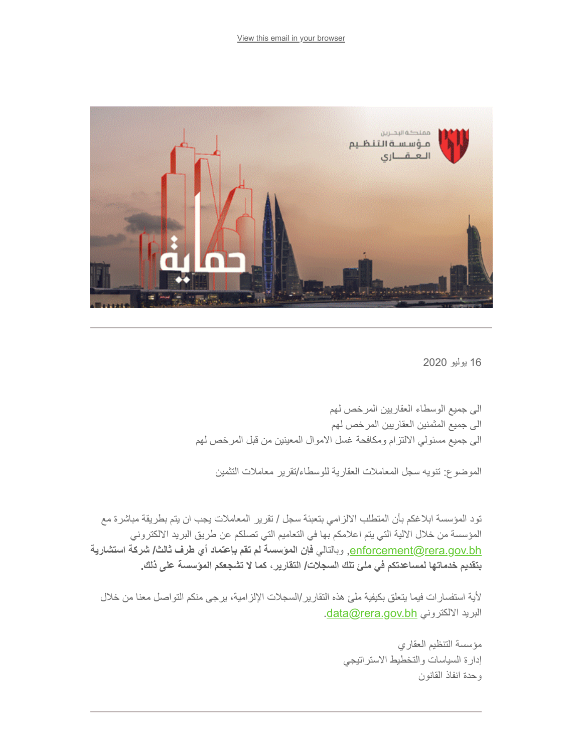View this email in your browser

16 يوليو 2020

الى جميع الوسطاء العقاريين المرخص لهم
الى جميع المثمنين العقاريين المرخص لهم
الى جميع مسئولي الالتزام ومكافحة غسل الاموال المعينين من قبل المرخص لهم

الموضوع: تنويه سجل المعاملات العقارية للوسطاء/تقرير معاملات التثمين

تود المؤسسة ابلاغكم بأن المتطلب الالزامي بتعبئة سجل / تقرير المعاملات يجب ان يتم بطريقة مباشرة مع المؤسسة من خلال الالية التي يتم اعلامكم بها في التعاميم التي تصلكم عن طريق البريد الالكتروني enforcement@rera.gov.bh, وبالتالي **فإن المؤسسة لم تقم باعتماد أي طرف ثالث/ شركة استشارية بتقديم خدماتها لمساعدتكم في ملئ تلك السجلات/ التقارير، كما لا تشجعكم المؤسسة على ذلك.**

لأية استفسارات فيما يتعلق بكيفية ملئ هذه التقارير/السجلات الإلزامية، يرجى منكم التواصل معنا من خلال البريد الالكتروني data@rera.gov.bh.

مؤسسة التنظيم العقاري
إدارة السياسات والتخطيط الاستراتيجي
وحدة انفاذ القانون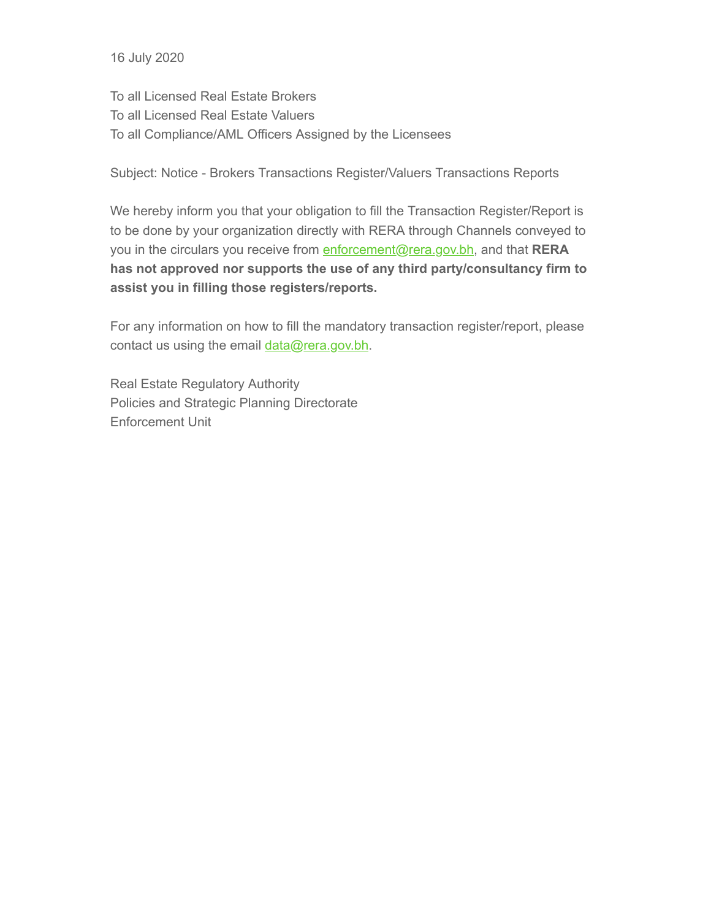16 July 2020

To all Licensed Real Estate Brokers
To all Licensed Real Estate Valuers
To all Compliance/AML Officers Assigned by the Licensees

Subject: Notice - Brokers Transactions Register/Valuers Transactions Reports

We hereby inform you that your obligation to fill the Transaction Register/Report is to be done by your organization directly with RERA through Channels conveyed to you in the circulars you receive from enforcement@rera.gov.bh, and that **RERA has not approved nor supports the use of any third party/consultancy firm to assist you in filling those registers/reports.**

For any information on how to fill the mandatory transaction register/report, please contact us using the email data@rera.gov.bh.

Real Estate Regulatory Authority
Policies and Strategic Planning Directorate
Enforcement Unit